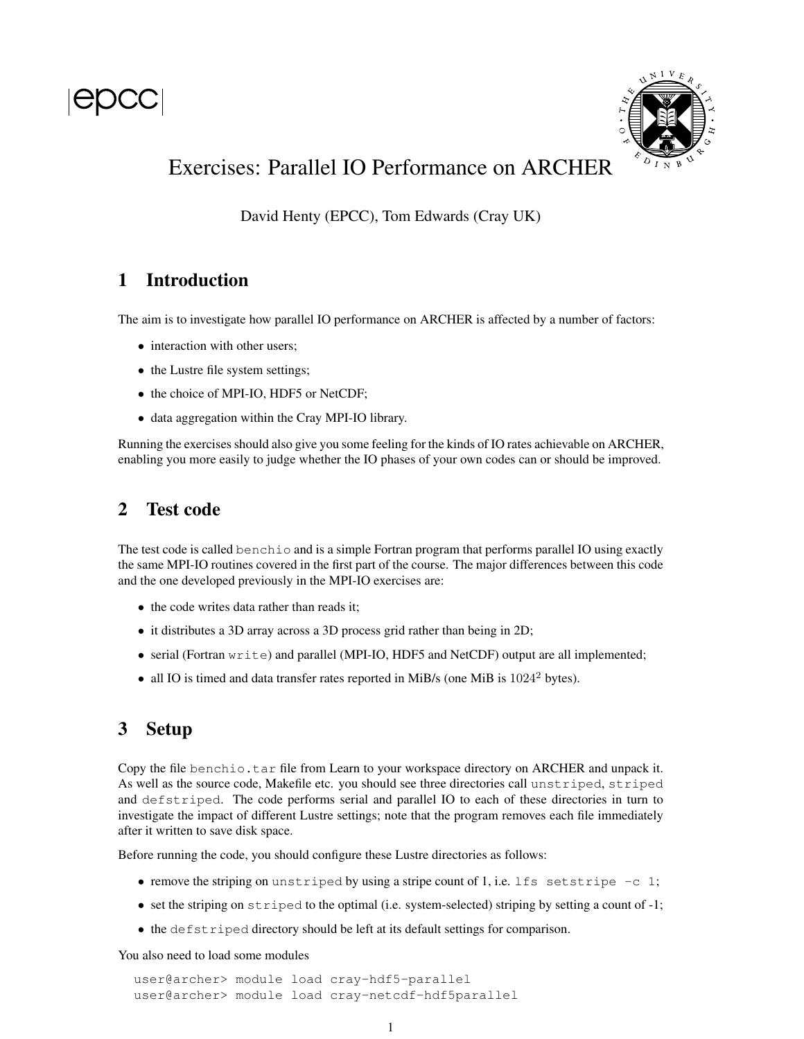# Exercises: Parallel IO Performance on ARCHER

David Henty (EPCC), Tom Edwards (Cray UK)

## 1 Introduction

The aim is to investigate how parallel IO performance on ARCHER is affected by a number of factors:

- interaction with other users;
- the Lustre file system settings;
- the choice of MPI-IO, HDF5 or NetCDF;
- data aggregation within the Cray MPI-IO library.

Running the exercises should also give you some feeling for the kinds of IO rates achievable on ARCHER, enabling you more easily to judge whether the IO phases of your own codes can or should be improved.

## 2 Test code

The test code is called `benchio` and is a simple Fortran program that performs parallel IO using exactly the same MPI-IO routines covered in the first part of the course. The major differences between this code and the one developed previously in the MPI-IO exercises are:

- the code writes data rather than reads it;
- it distributes a 3D array across a 3D process grid rather than being in 2D;
- serial (Fortran `write`) and parallel (MPI-IO, HDF5 and NetCDF) output are all implemented;
- all IO is timed and data transfer rates reported in MiB/s (one MiB is $1024^2$ bytes).

## 3 Setup

Copy the file `benchio.tar` file from Learn to your workspace directory on ARCHER and unpack it. As well as the source code, Makefile etc. you should see three directories call `unstriped`, `striped` and `defstriped`. The code performs serial and parallel IO to each of these directories in turn to investigate the impact of different Lustre settings; note that the program removes each file immediately after it written to save disk space.

Before running the code, you should configure these Lustre directories as follows:

- remove the striping on `unstriped` by using a stripe count of 1, i.e. `lfs setstripe -c 1`;
- set the striping on `striped` to the optimal (i.e. system-selected) striping by setting a count of -1;
- the `defstriped` directory should be left at its default settings for comparison.

You also need to load some modules

```
user@archer> module load cray-hdf5-parallel
user@archer> module load cray-netcdf-hdf5parallel
```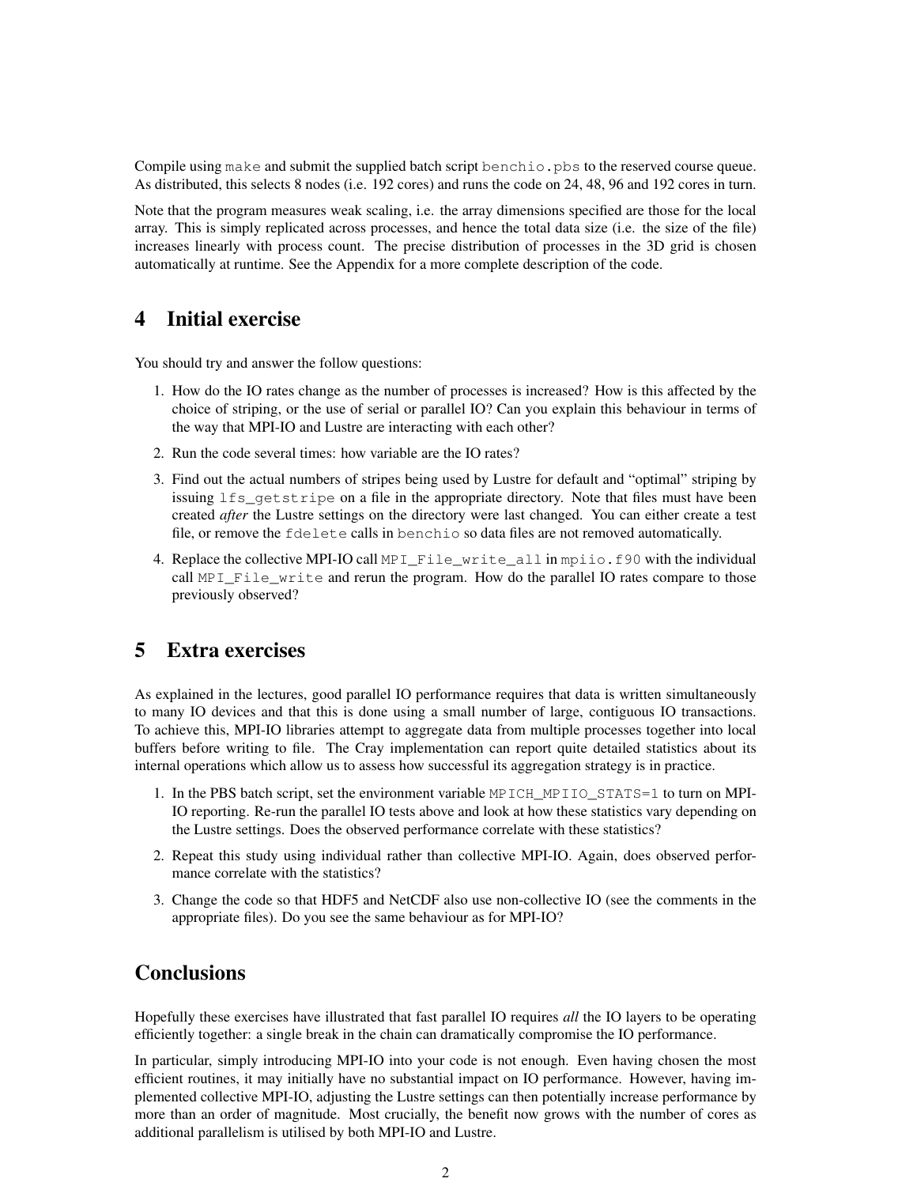Compile using `make` and submit the supplied batch script `benchio.pbs` to the reserved course queue. As distributed, this selects 8 nodes (i.e. 192 cores) and runs the code on 24, 48, 96 and 192 cores in turn.

Note that the program measures weak scaling, i.e. the array dimensions specified are those for the local array. This is simply replicated across processes, and hence the total data size (i.e. the size of the file) increases linearly with process count. The precise distribution of processes in the 3D grid is chosen automatically at runtime. See the Appendix for a more complete description of the code.

## 4 Initial exercise

You should try and answer the follow questions:

1. How do the IO rates change as the number of processes is increased? How is this affected by the choice of striping, or the use of serial or parallel IO? Can you explain this behaviour in terms of the way that MPI-IO and Lustre are interacting with each other?
2. Run the code several times: how variable are the IO rates?
3. Find out the actual numbers of stripes being used by Lustre for default and "optimal" striping by issuing `lfs_getstripe` on a file in the appropriate directory. Note that files must have been created *after* the Lustre settings on the directory were last changed. You can either create a test file, or remove the `fdelete` calls in `benchio` so data files are not removed automatically.
4. Replace the collective MPI-IO call `MPI_File_write_all` in `mpiio.f90` with the individual call `MPI_File_write` and rerun the program. How do the parallel IO rates compare to those previously observed?

## 5 Extra exercises

As explained in the lectures, good parallel IO performance requires that data is written simultaneously to many IO devices and that this is done using a small number of large, contiguous IO transactions. To achieve this, MPI-IO libraries attempt to aggregate data from multiple processes together into local buffers before writing to file. The Cray implementation can report quite detailed statistics about its internal operations which allow us to assess how successful its aggregation strategy is in practice.

1. In the PBS batch script, set the environment variable `MPICH_MPIIO_STATS=1` to turn on MPI-IO reporting. Re-run the parallel IO tests above and look at how these statistics vary depending on the Lustre settings. Does the observed performance correlate with these statistics?
2. Repeat this study using individual rather than collective MPI-IO. Again, does observed performance correlate with the statistics?
3. Change the code so that HDF5 and NetCDF also use non-collective IO (see the comments in the appropriate files). Do you see the same behaviour as for MPI-IO?

## Conclusions

Hopefully these exercises have illustrated that fast parallel IO requires *all* the IO layers to be operating efficiently together: a single break in the chain can dramatically compromise the IO performance.

In particular, simply introducing MPI-IO into your code is not enough. Even having chosen the most efficient routines, it may initially have no substantial impact on IO performance. However, having implemented collective MPI-IO, adjusting the Lustre settings can then potentially increase performance by more than an order of magnitude. Most crucially, the benefit now grows with the number of cores as additional parallelism is utilised by both MPI-IO and Lustre.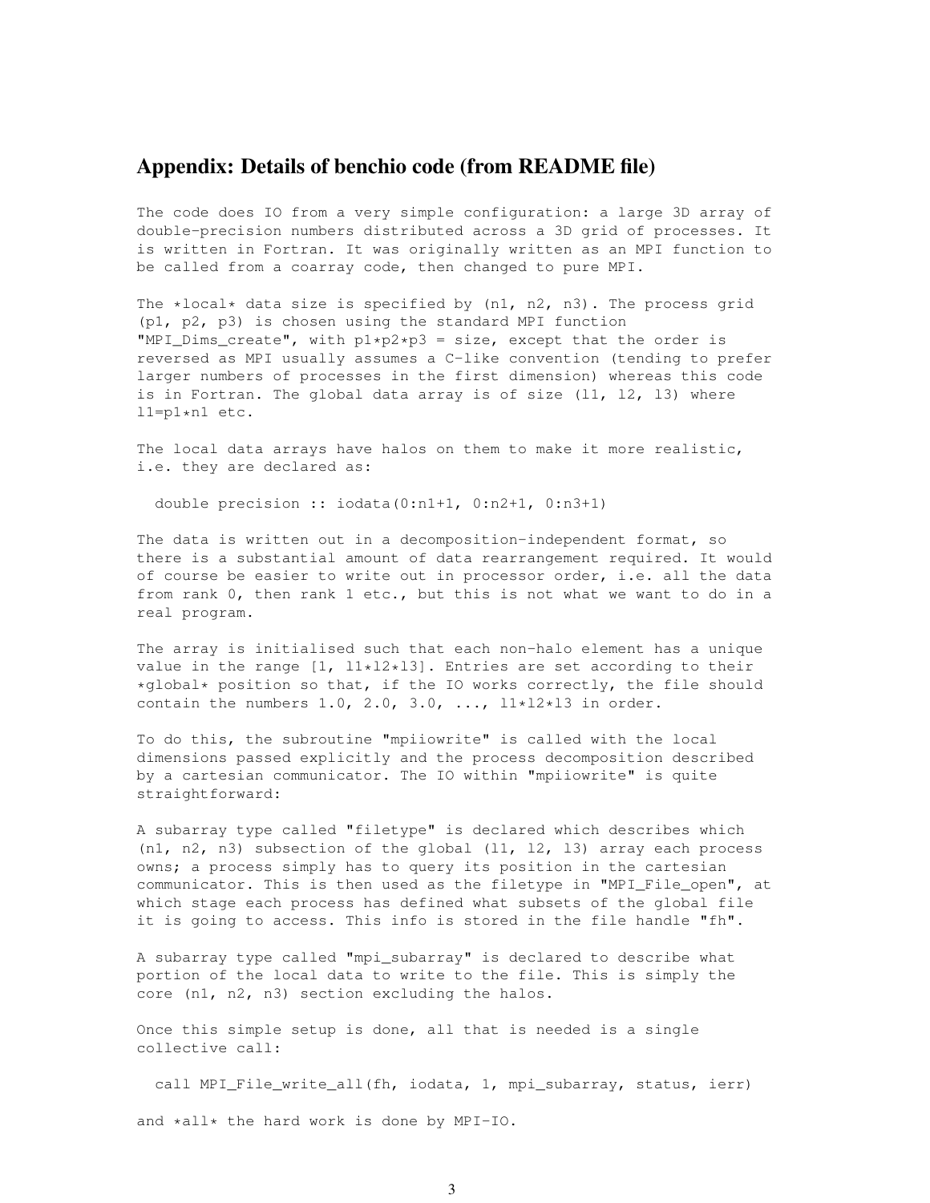## Appendix: Details of benchio code (from README file)

The code does IO from a very simple configuration: a large 3D array of double-precision numbers distributed across a 3D grid of processes. It is written in Fortran. It was originally written as an MPI function to be called from a coarray code, then changed to pure MPI.

The *local* data size is specified by (n1, n2, n3). The process grid (p1, p2, p3) is chosen using the standard MPI function "MPI_Dims_create", with p1*p2*p3 = size, except that the order is reversed as MPI usually assumes a C-like convention (tending to prefer larger numbers of processes in the first dimension) whereas this code is in Fortran. The global data array is of size (l1, l2, l3) where l1=p1*n1 etc.

The local data arrays have halos on them to make it more realistic, i.e. they are declared as:

```
  double precision :: iodata(0:n1+1, 0:n2+1, 0:n3+1)
```

The data is written out in a decomposition-independent format, so there is a substantial amount of data rearrangement required. It would of course be easier to write out in processor order, i.e. all the data from rank 0, then rank 1 etc., but this is not what we want to do in a real program.

The array is initialised such that each non-halo element has a unique value in the range [1, l1*l2*l3]. Entries are set according to their *global* position so that, if the IO works correctly, the file should contain the numbers 1.0, 2.0, 3.0, ..., l1*l2*l3 in order.

To do this, the subroutine "mpiiowrite" is called with the local dimensions passed explicitly and the process decomposition described by a cartesian communicator. The IO within "mpiiowrite" is quite straightforward:

A subarray type called "filetype" is declared which describes which (n1, n2, n3) subsection of the global (l1, l2, l3) array each process owns; a process simply has to query its position in the cartesian communicator. This is then used as the filetype in "MPI_File_open", at which stage each process has defined what subsets of the global file it is going to access. This info is stored in the file handle "fh".

A subarray type called "mpi_subarray" is declared to describe what portion of the local data to write to the file. This is simply the core (n1, n2, n3) section excluding the halos.

Once this simple setup is done, all that is needed is a single collective call:

```
  call MPI_File_write_all(fh, iodata, 1, mpi_subarray, status, ierr)
```

and *all* the hard work is done by MPI-IO.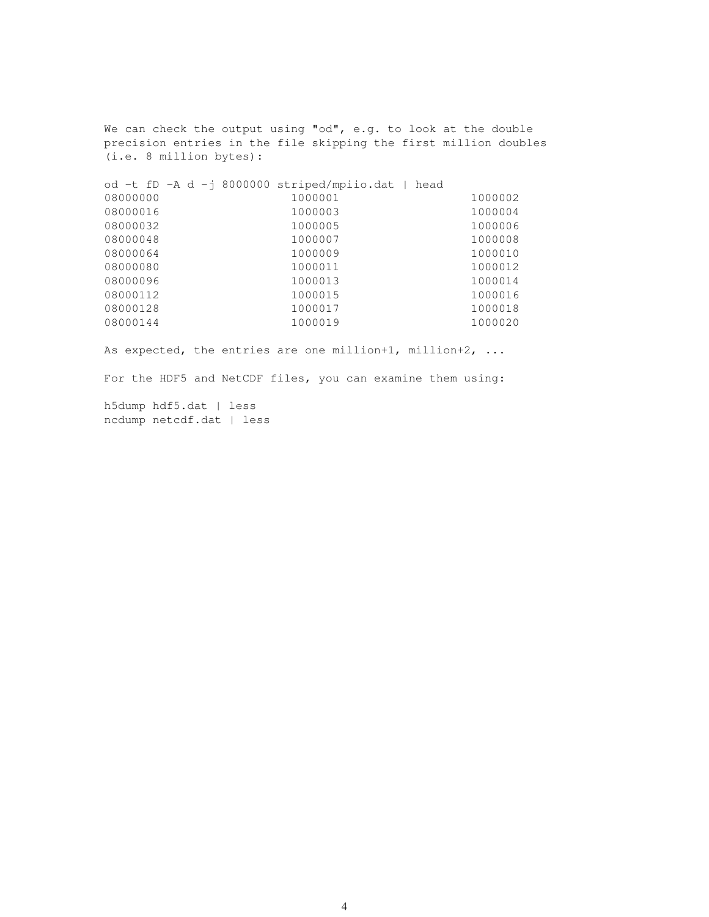We can check the output using "od", e.g. to look at the double precision entries in the file skipping the first million doubles (i.e. 8 million bytes):

```
od -t fD -A d -j 8000000 striped/mpiio.dat | head
08000000                 1000001                 1000002
08000016                 1000003                 1000004
08000032                 1000005                 1000006
08000048                 1000007                 1000008
08000064                 1000009                 1000010
08000080                 1000011                 1000012
08000096                 1000013                 1000014
08000112                 1000015                 1000016
08000128                 1000017                 1000018
08000144                 1000019                 1000020
```

As expected, the entries are one million+1, million+2, ...

For the HDF5 and NetCDF files, you can examine them using:

```
h5dump hdf5.dat | less
ncdump netcdf.dat | less
```